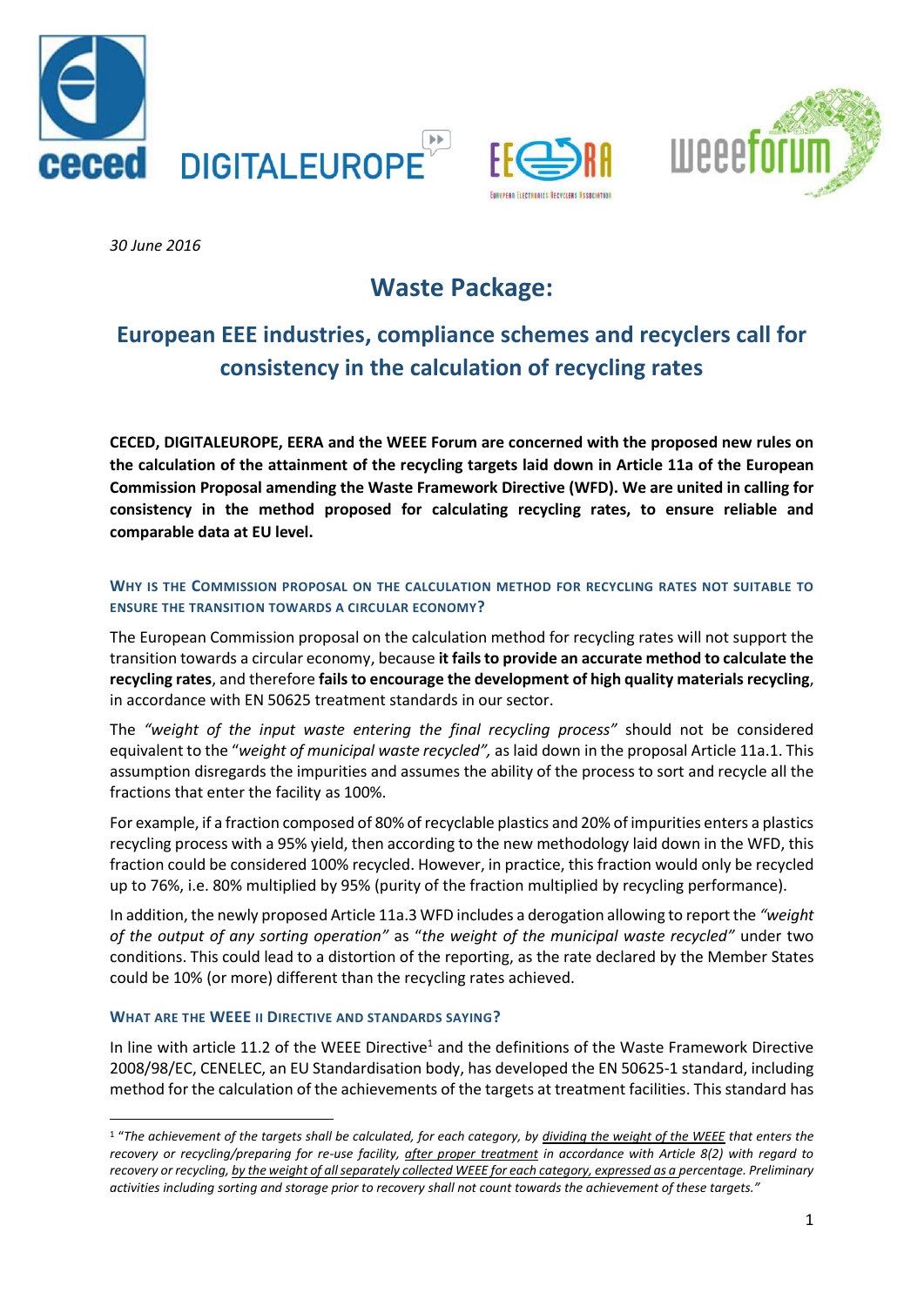30 June 2016

# Waste Package:

## European EEE industries, compliance schemes and recyclers call for consistency in the calculation of recycling rates

**CECED, DIGITALEUROPE, EERA and the WEEE Forum are concerned with the proposed new rules on the calculation of the attainment of the recycling targets laid down in Article 11a of the European Commission Proposal amending the Waste Framework Directive (WFD). We are united in calling for consistency in the method proposed for calculating recycling rates, to ensure reliable and comparable data at EU level.**

### Why is the Commission proposal on the calculation method for recycling rates not suitable to ensure the transition towards a circular economy?

The European Commission proposal on the calculation method for recycling rates will not support the transition towards a circular economy, because **it fails to provide an accurate method to calculate the recycling rates**, and therefore **fails to encourage the development of high quality materials recycling**, in accordance with EN 50625 treatment standards in our sector.

The *"weight of the input waste entering the final recycling process"* should not be considered equivalent to the "*weight of municipal waste recycled",* as laid down in the proposal Article 11a.1. This assumption disregards the impurities and assumes the ability of the process to sort and recycle all the fractions that enter the facility as 100%.

For example, if a fraction composed of 80% of recyclable plastics and 20% of impurities enters a plastics recycling process with a 95% yield, then according to the new methodology laid down in the WFD, this fraction could be considered 100% recycled. However, in practice, this fraction would only be recycled up to 76%, i.e. 80% multiplied by 95% (purity of the fraction multiplied by recycling performance).

In addition, the newly proposed Article 11a.3 WFD includes a derogation allowing to report the *"weight of the output of any sorting operation"* as "*the weight of the municipal waste recycled"* under two conditions. This could lead to a distortion of the reporting, as the rate declared by the Member States could be 10% (or more) different than the recycling rates achieved.

### What are the WEEE II Directive and standards saying?

In line with article 11.2 of the WEEE Directive[1] and the definitions of the Waste Framework Directive 2008/98/EC, CENELEC, an EU Standardisation body, has developed the EN 50625-1 standard, including method for the calculation of the achievements of the targets at treatment facilities. This standard has

[1] *"The achievement of the targets shall be calculated, for each category, by dividing the weight of the WEEE that enters the recovery or recycling/preparing for re-use facility, after proper treatment in accordance with Article 8(2) with regard to recovery or recycling, by the weight of all separately collected WEEE for each category, expressed as a percentage. Preliminary activities including sorting and storage prior to recovery shall not count towards the achievement of these targets."*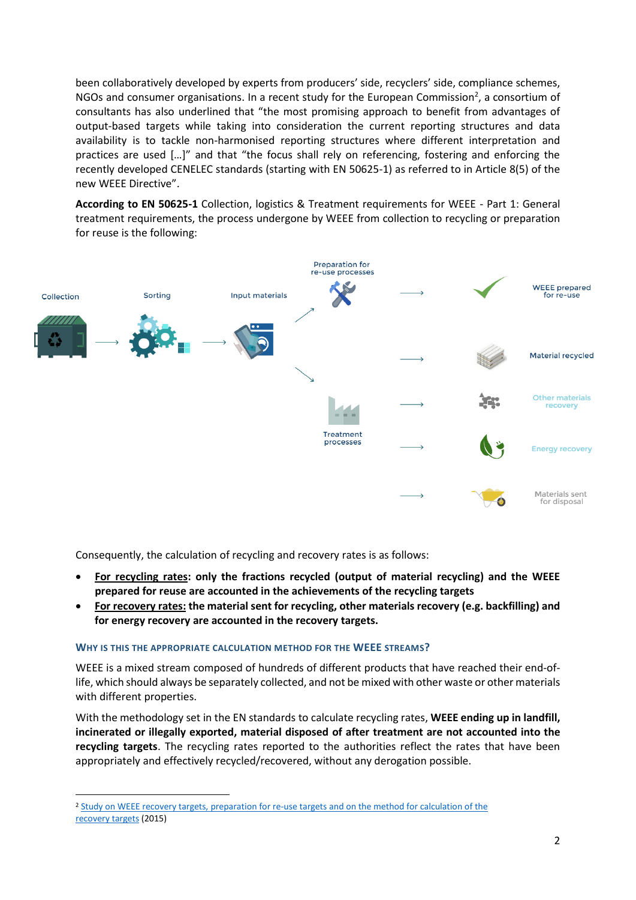been collaboratively developed by experts from producers' side, recyclers' side, compliance schemes, NGOs and consumer organisations. In a recent study for the European Commission[2], a consortium of consultants has also underlined that "the most promising approach to benefit from advantages of output-based targets while taking into consideration the current reporting structures and data availability is to tackle non-harmonised reporting structures where different interpretation and practices are used […]" and that "the focus shall rely on referencing, fostering and enforcing the recently developed CENELEC standards (starting with EN 50625-1) as referred to in Article 8(5) of the new WEEE Directive".

**According to EN 50625-1** Collection, logistics & Treatment requirements for WEEE - Part 1: General treatment requirements, the process undergone by WEEE from collection to recycling or preparation for reuse is the following:

Collection → Sorting → Input materials → Preparation for re-use processes → WEEE prepared for re-use

Input materials → Treatment processes → Material recycled / Other materials recovery / Energy recovery / Materials sent for disposal

Consequently, the calculation of recycling and recovery rates is as follows:

- **<u>For recycling rates</u>: only the fractions recycled (output of material recycling) and the WEEE prepared for reuse are accounted in the achievements of the recycling targets**
- **<u>For recovery rates:</u> the material sent for recycling, other materials recovery (e.g. backfilling) and for energy recovery are accounted in the recovery targets.**

### WHY IS THIS THE APPROPRIATE CALCULATION METHOD FOR THE WEEE STREAMS?

WEEE is a mixed stream composed of hundreds of different products that have reached their end-of-life, which should always be separately collected, and not be mixed with other waste or other materials with different properties.

With the methodology set in the EN standards to calculate recycling rates, **WEEE ending up in landfill, incinerated or illegally exported, material disposed of after treatment are not accounted into the recycling targets**. The recycling rates reported to the authorities reflect the rates that have been appropriately and effectively recycled/recovered, without any derogation possible.

---

[2] Study on WEEE recovery targets, preparation for re-use targets and on the method for calculation of the recovery targets (2015)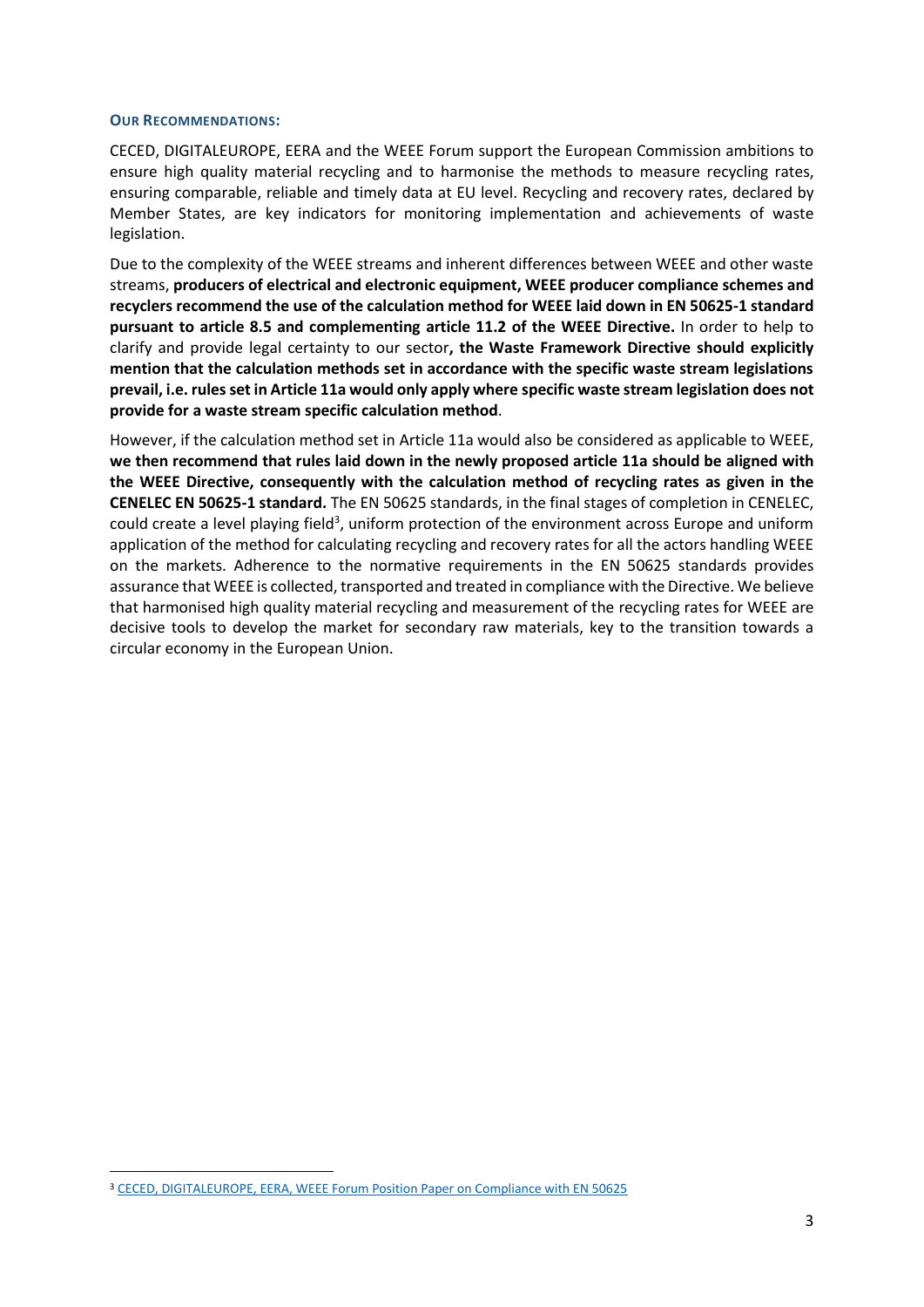## Our Recommendations:

CECED, DIGITALEUROPE, EERA and the WEEE Forum support the European Commission ambitions to ensure high quality material recycling and to harmonise the methods to measure recycling rates, ensuring comparable, reliable and timely data at EU level. Recycling and recovery rates, declared by Member States, are key indicators for monitoring implementation and achievements of waste legislation.

Due to the complexity of the WEEE streams and inherent differences between WEEE and other waste streams, **producers of electrical and electronic equipment, WEEE producer compliance schemes and recyclers recommend the use of the calculation method for WEEE laid down in EN 50625-1 standard pursuant to article 8.5 and complementing article 11.2 of the WEEE Directive.** In order to help to clarify and provide legal certainty to our sector**, the Waste Framework Directive should explicitly mention that the calculation methods set in accordance with the specific waste stream legislations prevail, i.e. rules set in Article 11a would only apply where specific waste stream legislation does not provide for a waste stream specific calculation method**.

However, if the calculation method set in Article 11a would also be considered as applicable to WEEE, **we then recommend that rules laid down in the newly proposed article 11a should be aligned with the WEEE Directive, consequently with the calculation method of recycling rates as given in the CENELEC EN 50625-1 standard.** The EN 50625 standards, in the final stages of completion in CENELEC, could create a level playing field[3], uniform protection of the environment across Europe and uniform application of the method for calculating recycling and recovery rates for all the actors handling WEEE on the markets. Adherence to the normative requirements in the EN 50625 standards provides assurance that WEEE is collected, transported and treated in compliance with the Directive. We believe that harmonised high quality material recycling and measurement of the recycling rates for WEEE are decisive tools to develop the market for secondary raw materials, key to the transition towards a circular economy in the European Union.

---

[3] CECED, DIGITALEUROPE, EERA, WEEE Forum Position Paper on Compliance with EN 50625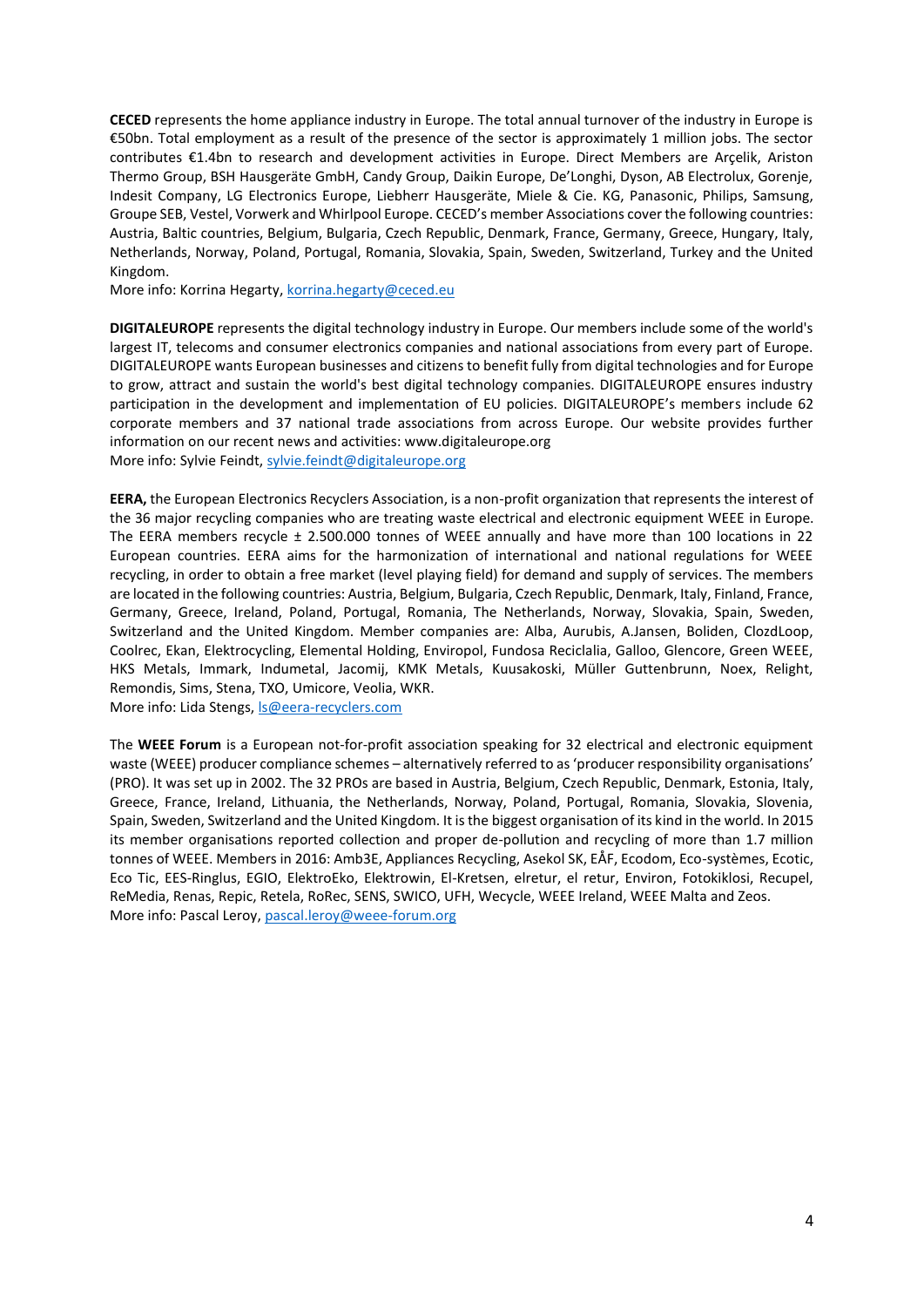**CECED** represents the home appliance industry in Europe. The total annual turnover of the industry in Europe is €50bn. Total employment as a result of the presence of the sector is approximately 1 million jobs. The sector contributes €1.4bn to research and development activities in Europe. Direct Members are Arçelik, Ariston Thermo Group, BSH Hausgeräte GmbH, Candy Group, Daikin Europe, De'Longhi, Dyson, AB Electrolux, Gorenje, Indesit Company, LG Electronics Europe, Liebherr Hausgeräte, Miele & Cie. KG, Panasonic, Philips, Samsung, Groupe SEB, Vestel, Vorwerk and Whirlpool Europe. CECED's member Associations cover the following countries: Austria, Baltic countries, Belgium, Bulgaria, Czech Republic, Denmark, France, Germany, Greece, Hungary, Italy, Netherlands, Norway, Poland, Portugal, Romania, Slovakia, Spain, Sweden, Switzerland, Turkey and the United Kingdom.
More info: Korrina Hegarty, korrina.hegarty@ceced.eu

**DIGITALEUROPE** represents the digital technology industry in Europe. Our members include some of the world's largest IT, telecoms and consumer electronics companies and national associations from every part of Europe. DIGITALEUROPE wants European businesses and citizens to benefit fully from digital technologies and for Europe to grow, attract and sustain the world's best digital technology companies. DIGITALEUROPE ensures industry participation in the development and implementation of EU policies. DIGITALEUROPE's members include 62 corporate members and 37 national trade associations from across Europe. Our website provides further information on our recent news and activities: www.digitaleurope.org
More info: Sylvie Feindt, sylvie.feindt@digitaleurope.org

**EERA,** the European Electronics Recyclers Association, is a non-profit organization that represents the interest of the 36 major recycling companies who are treating waste electrical and electronic equipment WEEE in Europe. The EERA members recycle ± 2.500.000 tonnes of WEEE annually and have more than 100 locations in 22 European countries. EERA aims for the harmonization of international and national regulations for WEEE recycling, in order to obtain a free market (level playing field) for demand and supply of services. The members are located in the following countries: Austria, Belgium, Bulgaria, Czech Republic, Denmark, Italy, Finland, France, Germany, Greece, Ireland, Poland, Portugal, Romania, The Netherlands, Norway, Slovakia, Spain, Sweden, Switzerland and the United Kingdom. Member companies are: Alba, Aurubis, A.Jansen, Boliden, ClozdLoop, Coolrec, Ekan, Elektrocycling, Elemental Holding, Enviropol, Fundosa Reciclalia, Galloo, Glencore, Green WEEE, HKS Metals, Immark, Indumetal, Jacomij, KMK Metals, Kuusakoski, Müller Guttenbrunn, Noex, Relight, Remondis, Sims, Stena, TXO, Umicore, Veolia, WKR.
More info: Lida Stengs, ls@eera-recyclers.com

The **WEEE Forum** is a European not-for-profit association speaking for 32 electrical and electronic equipment waste (WEEE) producer compliance schemes – alternatively referred to as 'producer responsibility organisations' (PRO). It was set up in 2002. The 32 PROs are based in Austria, Belgium, Czech Republic, Denmark, Estonia, Italy, Greece, France, Ireland, Lithuania, the Netherlands, Norway, Poland, Portugal, Romania, Slovakia, Slovenia, Spain, Sweden, Switzerland and the United Kingdom. It is the biggest organisation of its kind in the world. In 2015 its member organisations reported collection and proper de-pollution and recycling of more than 1.7 million tonnes of WEEE. Members in 2016: Amb3E, Appliances Recycling, Asekol SK, EÅF, Ecodom, Eco-systèmes, Ecotic, Eco Tic, EES-Ringlus, EGIO, ElektroEko, Elektrowin, El-Kretsen, elretur, el retur, Environ, Fotokiklosi, Recupel, ReMedia, Renas, Repic, Retela, RoRec, SENS, SWICO, UFH, Wecycle, WEEE Ireland, WEEE Malta and Zeos.
More info: Pascal Leroy, pascal.leroy@weee-forum.org